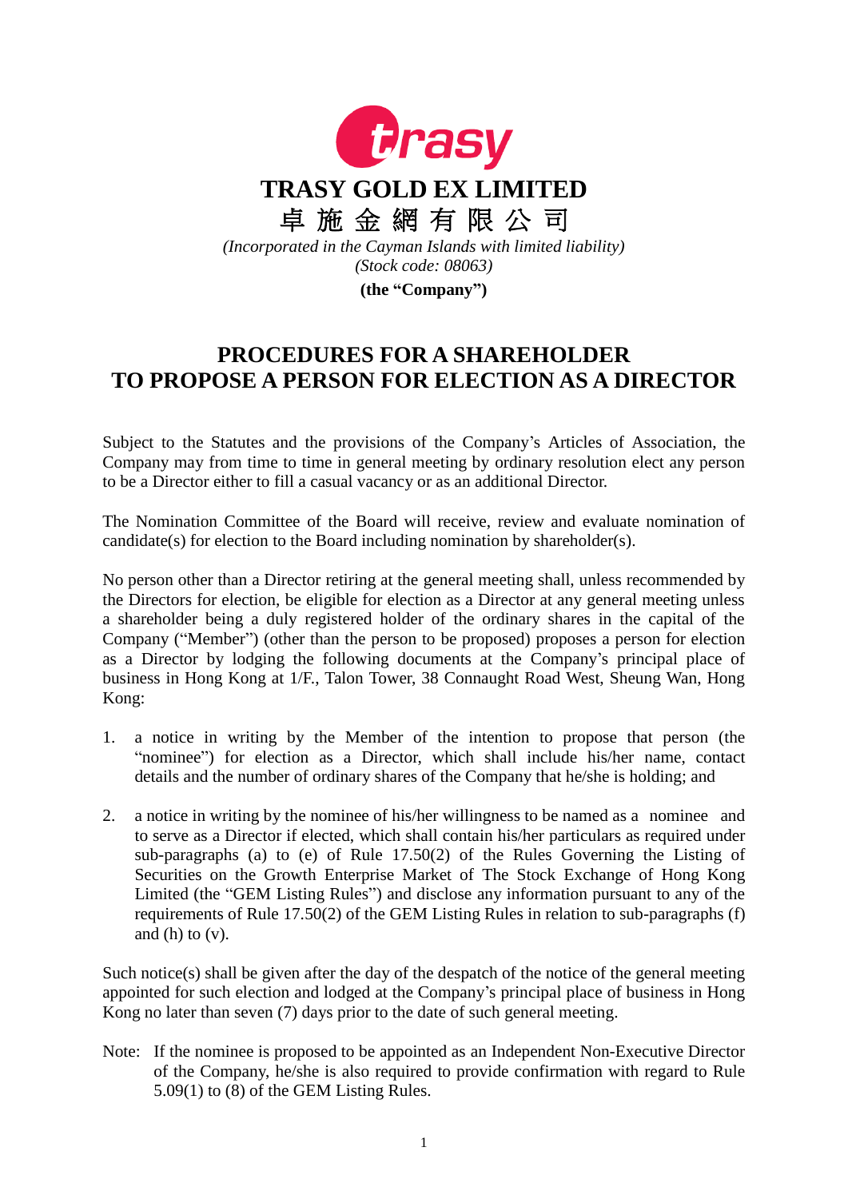# TRASY GOLD EX LIMITED

# 卓 施 金 網 有 限 公 司

*(Incorporated in the Cayman Islands with limited liability)*
*(Stock code: 08063)*

**(the "Company")**

## PROCEDURES FOR A SHAREHOLDER TO PROPOSE A PERSON FOR ELECTION AS A DIRECTOR

Subject to the Statutes and the provisions of the Company's Articles of Association, the Company may from time to time in general meeting by ordinary resolution elect any person to be a Director either to fill a casual vacancy or as an additional Director.

The Nomination Committee of the Board will receive, review and evaluate nomination of candidate(s) for election to the Board including nomination by shareholder(s).

No person other than a Director retiring at the general meeting shall, unless recommended by the Directors for election, be eligible for election as a Director at any general meeting unless a shareholder being a duly registered holder of the ordinary shares in the capital of the Company ("Member") (other than the person to be proposed) proposes a person for election as a Director by lodging the following documents at the Company's principal place of business in Hong Kong at 1/F., Talon Tower, 38 Connaught Road West, Sheung Wan, Hong Kong:

1. a notice in writing by the Member of the intention to propose that person (the "nominee") for election as a Director, which shall include his/her name, contact details and the number of ordinary shares of the Company that he/she is holding; and

2. a notice in writing by the nominee of his/her willingness to be named as a nominee and to serve as a Director if elected, which shall contain his/her particulars as required under sub-paragraphs (a) to (e) of Rule 17.50(2) of the Rules Governing the Listing of Securities on the Growth Enterprise Market of The Stock Exchange of Hong Kong Limited (the "GEM Listing Rules") and disclose any information pursuant to any of the requirements of Rule 17.50(2) of the GEM Listing Rules in relation to sub-paragraphs (f) and (h) to (v).

Such notice(s) shall be given after the day of the despatch of the notice of the general meeting appointed for such election and lodged at the Company's principal place of business in Hong Kong no later than seven (7) days prior to the date of such general meeting.

Note: If the nominee is proposed to be appointed as an Independent Non-Executive Director of the Company, he/she is also required to provide confirmation with regard to Rule 5.09(1) to (8) of the GEM Listing Rules.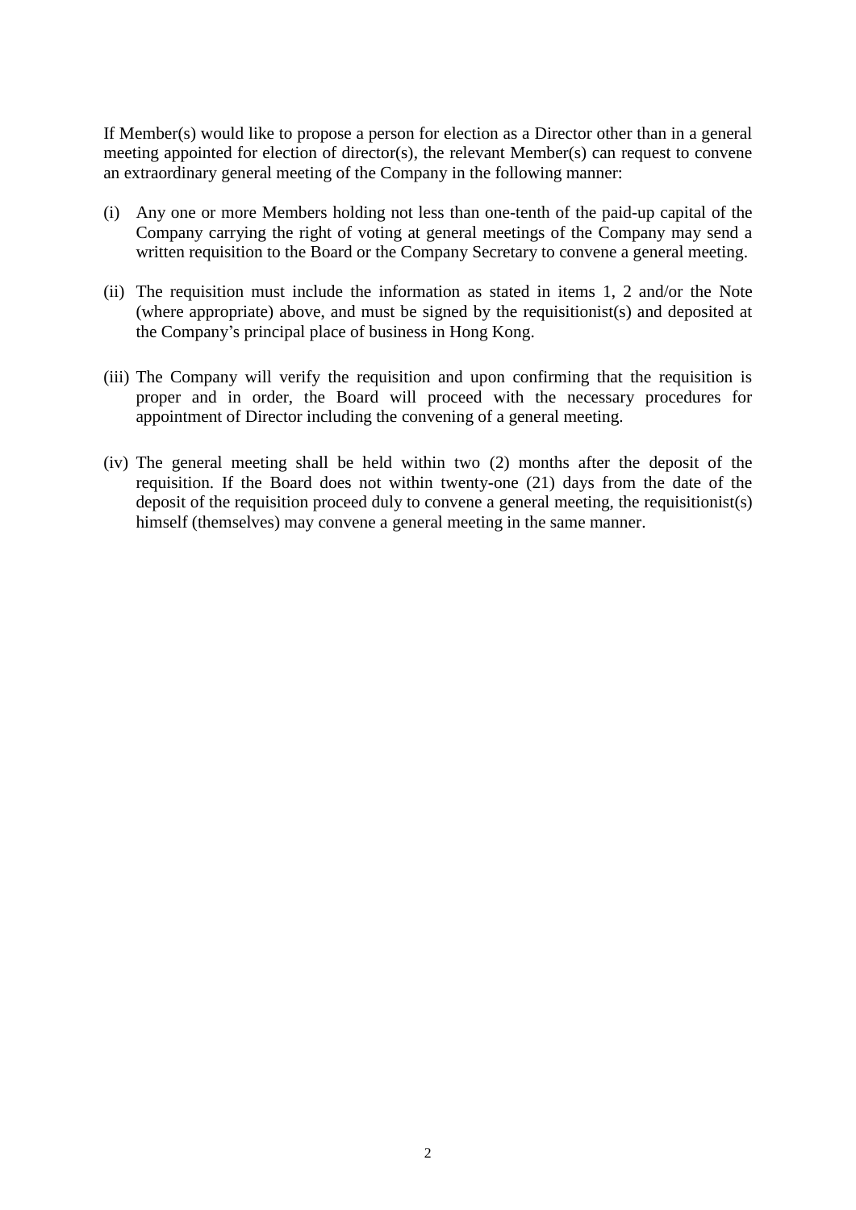If Member(s) would like to propose a person for election as a Director other than in a general meeting appointed for election of director(s), the relevant Member(s) can request to convene an extraordinary general meeting of the Company in the following manner:

(i) Any one or more Members holding not less than one-tenth of the paid-up capital of the Company carrying the right of voting at general meetings of the Company may send a written requisition to the Board or the Company Secretary to convene a general meeting.

(ii) The requisition must include the information as stated in items 1, 2 and/or the Note (where appropriate) above, and must be signed by the requisitionist(s) and deposited at the Company's principal place of business in Hong Kong.

(iii) The Company will verify the requisition and upon confirming that the requisition is proper and in order, the Board will proceed with the necessary procedures for appointment of Director including the convening of a general meeting.

(iv) The general meeting shall be held within two (2) months after the deposit of the requisition. If the Board does not within twenty-one (21) days from the date of the deposit of the requisition proceed duly to convene a general meeting, the requisitionist(s) himself (themselves) may convene a general meeting in the same manner.